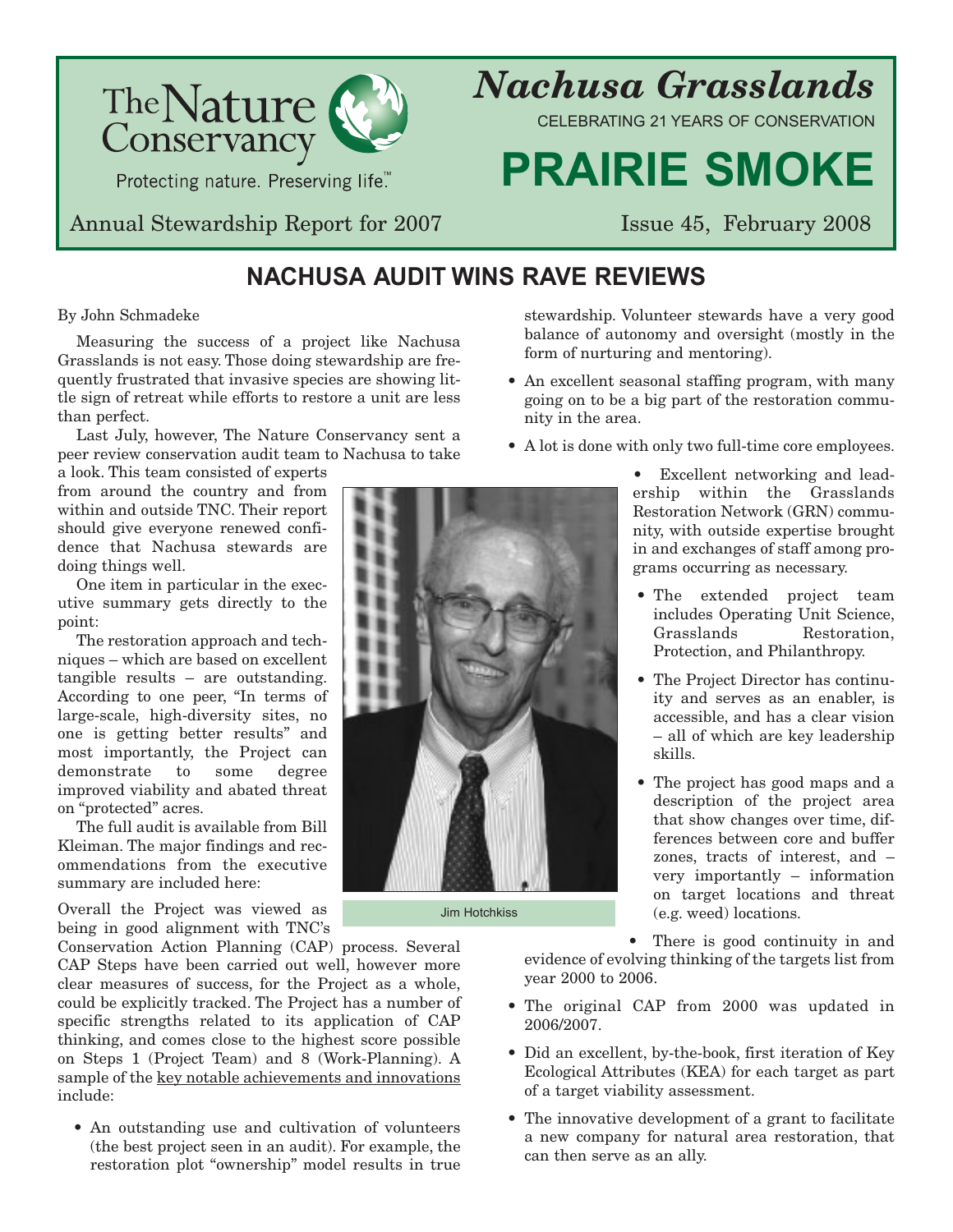The Nature Conservancy

Protecting nature. Preserving life.™

# Nachusa Grasslands

CELEBRATING 21 YEARS OF CONSERVATION

# PRAIRIE SMOKE

Annual Stewardship Report for 2007

Issue 45, February 2008

## NACHUSA AUDIT WINS RAVE REVIEWS

By John Schmadeke

Measuring the success of a project like Nachusa Grasslands is not easy. Those doing stewardship are frequently frustrated that invasive species are showing little sign of retreat while efforts to restore a unit are less than perfect.

Last July, however, The Nature Conservancy sent a peer review conservation audit team to Nachusa to take a look. This team consisted of experts from around the country and from within and outside TNC. Their report should give everyone renewed confidence that Nachusa stewards are doing things well.

One item in particular in the executive summary gets directly to the point:

The restoration approach and techniques – which are based on excellent tangible results – are outstanding. According to one peer, "In terms of large-scale, high-diversity sites, no one is getting better results" and most importantly, the Project can demonstrate to some degree improved viability and abated threat on "protected" acres.

The full audit is available from Bill Kleiman. The major findings and recommendations from the executive summary are included here:

Overall the Project was viewed as being in good alignment with TNC's Conservation Action Planning (CAP) process. Several CAP Steps have been carried out well, however more clear measures of success, for the Project as a whole, could be explicitly tracked. The Project has a number of specific strengths related to its application of CAP thinking, and comes close to the highest score possible on Steps 1 (Project Team) and 8 (Work-Planning). A sample of the key notable achievements and innovations include:

- An outstanding use and cultivation of volunteers (the best project seen in an audit). For example, the restoration plot "ownership" model results in true stewardship. Volunteer stewards have a very good balance of autonomy and oversight (mostly in the form of nurturing and mentoring).
- An excellent seasonal staffing program, with many going on to be a big part of the restoration community in the area.
- A lot is done with only two full-time core employees.
- Excellent networking and leadership within the Grasslands Restoration Network (GRN) community, with outside expertise brought in and exchanges of staff among programs occurring as necessary.
- The extended project team includes Operating Unit Science, Grasslands Restoration, Protection, and Philanthropy.
- The Project Director has continuity and serves as an enabler, is accessible, and has a clear vision – all of which are key leadership skills.
- The project has good maps and a description of the project area that show changes over time, differences between core and buffer zones, tracts of interest, and – very importantly – information on target locations and threat (e.g. weed) locations.
- There is good continuity in and evidence of evolving thinking of the targets list from year 2000 to 2006.
- The original CAP from 2000 was updated in 2006/2007.
- Did an excellent, by-the-book, first iteration of Key Ecological Attributes (KEA) for each target as part of a target viability assessment.
- The innovative development of a grant to facilitate a new company for natural area restoration, that can then serve as an ally.

Jim Hotchkiss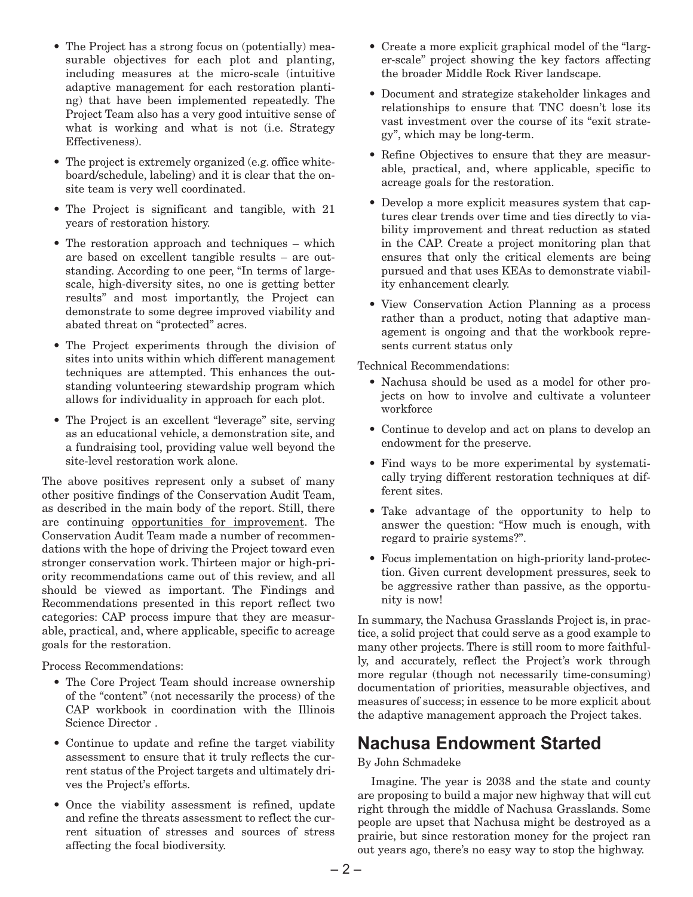- The Project has a strong focus on (potentially) measurable objectives for each plot and planting, including measures at the micro-scale (intuitive adaptive management for each restoration planting) that have been implemented repeatedly. The Project Team also has a very good intuitive sense of what is working and what is not (i.e. Strategy Effectiveness).
- The project is extremely organized (e.g. office whiteboard/schedule, labeling) and it is clear that the on-site team is very well coordinated.
- The Project is significant and tangible, with 21 years of restoration history.
- The restoration approach and techniques – which are based on excellent tangible results – are outstanding. According to one peer, "In terms of large-scale, high-diversity sites, no one is getting better results" and most importantly, the Project can demonstrate to some degree improved viability and abated threat on "protected" acres.
- The Project experiments through the division of sites into units within which different management techniques are attempted. This enhances the outstanding volunteering stewardship program which allows for individuality in approach for each plot.
- The Project is an excellent "leverage" site, serving as an educational vehicle, a demonstration site, and a fundraising tool, providing value well beyond the site-level restoration work alone.

The above positives represent only a subset of many other positive findings of the Conservation Audit Team, as described in the main body of the report. Still, there are continuing opportunities for improvement. The Conservation Audit Team made a number of recommendations with the hope of driving the Project toward even stronger conservation work. Thirteen major or high-priority recommendations came out of this review, and all should be viewed as important. The Findings and Recommendations presented in this report reflect two categories: CAP process impure that they are measurable, practical, and, where applicable, specific to acreage goals for the restoration.

Process Recommendations:

- The Core Project Team should increase ownership of the "content" (not necessarily the process) of the CAP workbook in coordination with the Illinois Science Director .
- Continue to update and refine the target viability assessment to ensure that it truly reflects the current status of the Project targets and ultimately drives the Project's efforts.
- Once the viability assessment is refined, update and refine the threats assessment to reflect the current situation of stresses and sources of stress affecting the focal biodiversity.
- Create a more explicit graphical model of the "larger-scale" project showing the key factors affecting the broader Middle Rock River landscape.
- Document and strategize stakeholder linkages and relationships to ensure that TNC doesn't lose its vast investment over the course of its "exit strategy", which may be long-term.
- Refine Objectives to ensure that they are measurable, practical, and, where applicable, specific to acreage goals for the restoration.
- Develop a more explicit measures system that captures clear trends over time and ties directly to viability improvement and threat reduction as stated in the CAP. Create a project monitoring plan that ensures that only the critical elements are being pursued and that uses KEAs to demonstrate viability enhancement clearly.
- View Conservation Action Planning as a process rather than a product, noting that adaptive management is ongoing and that the workbook represents current status only

Technical Recommendations:

- Nachusa should be used as a model for other projects on how to involve and cultivate a volunteer workforce
- Continue to develop and act on plans to develop an endowment for the preserve.
- Find ways to be more experimental by systematically trying different restoration techniques at different sites.
- Take advantage of the opportunity to help to answer the question: "How much is enough, with regard to prairie systems?".
- Focus implementation on high-priority land-protection. Given current development pressures, seek to be aggressive rather than passive, as the opportunity is now!

In summary, the Nachusa Grasslands Project is, in practice, a solid project that could serve as a good example to many other projects. There is still room to more faithfully, and accurately, reflect the Project's work through more regular (though not necessarily time-consuming) documentation of priorities, measurable objectives, and measures of success; in essence to be more explicit about the adaptive management approach the Project takes.

## Nachusa Endowment Started

By John Schmadeke

Imagine. The year is 2038 and the state and county are proposing to build a major new highway that will cut right through the middle of Nachusa Grasslands. Some people are upset that Nachusa might be destroyed as a prairie, but since restoration money for the project ran out years ago, there's no easy way to stop the highway.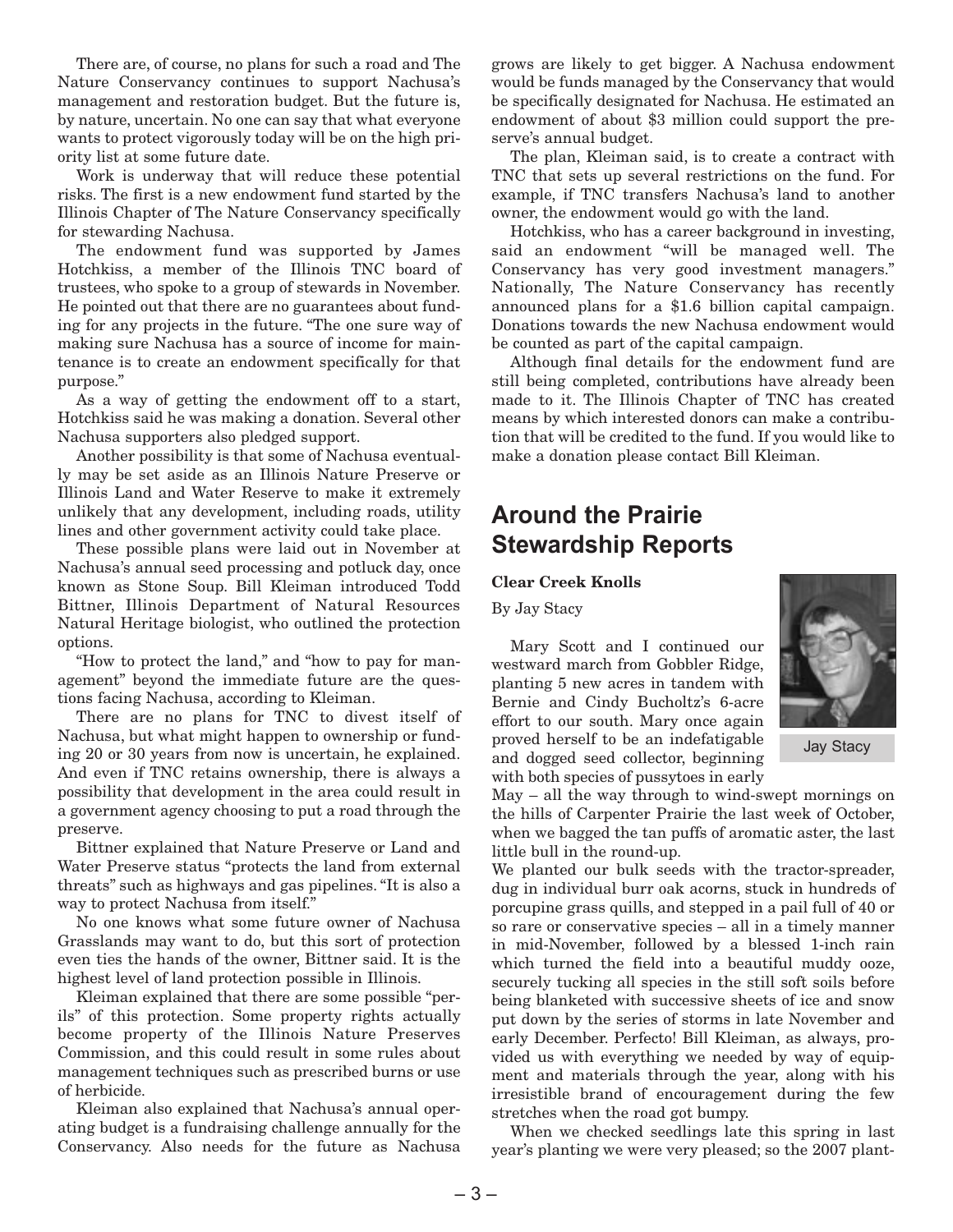There are, of course, no plans for such a road and The Nature Conservancy continues to support Nachusa's management and restoration budget. But the future is, by nature, uncertain. No one can say that what everyone wants to protect vigorously today will be on the high priority list at some future date.

Work is underway that will reduce these potential risks. The first is a new endowment fund started by the Illinois Chapter of The Nature Conservancy specifically for stewarding Nachusa.

The endowment fund was supported by James Hotchkiss, a member of the Illinois TNC board of trustees, who spoke to a group of stewards in November. He pointed out that there are no guarantees about funding for any projects in the future. "The one sure way of making sure Nachusa has a source of income for maintenance is to create an endowment specifically for that purpose."

As a way of getting the endowment off to a start, Hotchkiss said he was making a donation. Several other Nachusa supporters also pledged support.

Another possibility is that some of Nachusa eventually may be set aside as an Illinois Nature Preserve or Illinois Land and Water Reserve to make it extremely unlikely that any development, including roads, utility lines and other government activity could take place.

These possible plans were laid out in November at Nachusa's annual seed processing and potluck day, once known as Stone Soup. Bill Kleiman introduced Todd Bittner, Illinois Department of Natural Resources Natural Heritage biologist, who outlined the protection options.

"How to protect the land," and "how to pay for management" beyond the immediate future are the questions facing Nachusa, according to Kleiman.

There are no plans for TNC to divest itself of Nachusa, but what might happen to ownership or funding 20 or 30 years from now is uncertain, he explained. And even if TNC retains ownership, there is always a possibility that development in the area could result in a government agency choosing to put a road through the preserve.

Bittner explained that Nature Preserve or Land and Water Preserve status "protects the land from external threats" such as highways and gas pipelines. "It is also a way to protect Nachusa from itself."

No one knows what some future owner of Nachusa Grasslands may want to do, but this sort of protection even ties the hands of the owner, Bittner said. It is the highest level of land protection possible in Illinois.

Kleiman explained that there are some possible "perils" of this protection. Some property rights actually become property of the Illinois Nature Preserves Commission, and this could result in some rules about management techniques such as prescribed burns or use of herbicide.

Kleiman also explained that Nachusa's annual operating budget is a fundraising challenge annually for the Conservancy. Also needs for the future as Nachusa grows are likely to get bigger. A Nachusa endowment would be funds managed by the Conservancy that would be specifically designated for Nachusa. He estimated an endowment of about $3 million could support the preserve's annual budget.

The plan, Kleiman said, is to create a contract with TNC that sets up several restrictions on the fund. For example, if TNC transfers Nachusa's land to another owner, the endowment would go with the land.

Hotchkiss, who has a career background in investing, said an endowment "will be managed well. The Conservancy has very good investment managers." Nationally, The Nature Conservancy has recently announced plans for a $1.6 billion capital campaign. Donations towards the new Nachusa endowment would be counted as part of the capital campaign.

Although final details for the endowment fund are still being completed, contributions have already been made to it. The Illinois Chapter of TNC has created means by which interested donors can make a contribution that will be credited to the fund. If you would like to make a donation please contact Bill Kleiman.

## Around the Prairie Stewardship Reports

**Clear Creek Knolls**

By Jay Stacy

Jay Stacy

Mary Scott and I continued our westward march from Gobbler Ridge, planting 5 new acres in tandem with Bernie and Cindy Bucholtz's 6-acre effort to our south. Mary once again proved herself to be an indefatigable and dogged seed collector, beginning with both species of pussytoes in early May – all the way through to wind-swept mornings on the hills of Carpenter Prairie the last week of October, when we bagged the tan puffs of aromatic aster, the last little bull in the round-up.

We planted our bulk seeds with the tractor-spreader, dug in individual burr oak acorns, stuck in hundreds of porcupine grass quills, and stepped in a pail full of 40 or so rare or conservative species – all in a timely manner in mid-November, followed by a blessed 1-inch rain which turned the field into a beautiful muddy ooze, securely tucking all species in the still soft soils before being blanketed with successive sheets of ice and snow put down by the series of storms in late November and early December. Perfecto! Bill Kleiman, as always, provided us with everything we needed by way of equipment and materials through the year, along with his irresistible brand of encouragement during the few stretches when the road got bumpy.

When we checked seedlings late this spring in last year's planting we were very pleased; so the 2007 plant-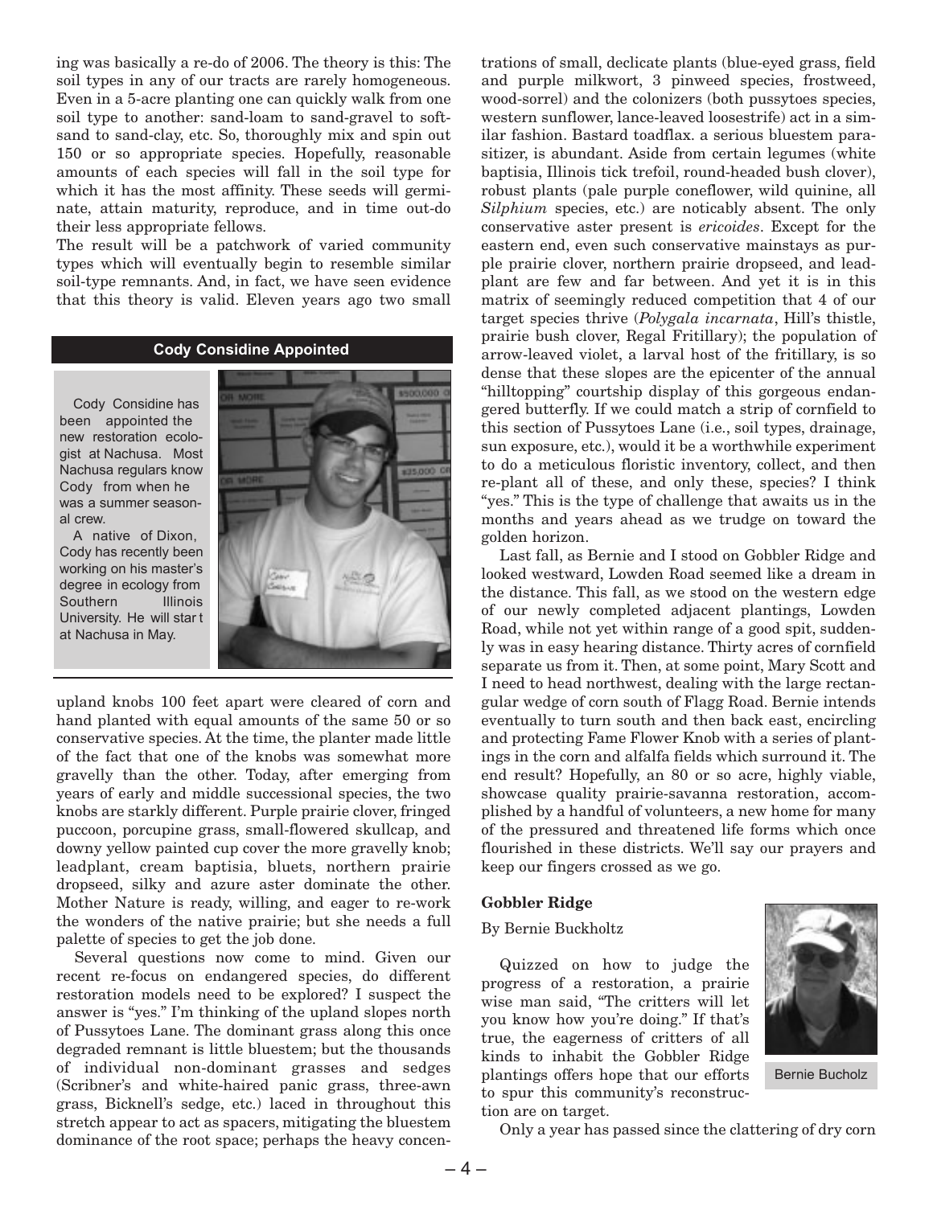ing was basically a re-do of 2006. The theory is this: The soil types in any of our tracts are rarely homogeneous. Even in a 5-acre planting one can quickly walk from one soil type to another: sand-loam to sand-gravel to soft-sand to sand-clay, etc. So, thoroughly mix and spin out 150 or so appropriate species. Hopefully, reasonable amounts of each species will fall in the soil type for which it has the most affinity. These seeds will germinate, attain maturity, reproduce, and in time out-do their less appropriate fellows.

The result will be a patchwork of varied community types which will eventually begin to resemble similar soil-type remnants. And, in fact, we have seen evidence that this theory is valid. Eleven years ago two small upland knobs 100 feet apart were cleared of corn and hand planted with equal amounts of the same 50 or so conservative species. At the time, the planter made little of the fact that one of the knobs was somewhat more gravelly than the other. Today, after emerging from years of early and middle successional species, the two knobs are starkly different. Purple prairie clover, fringed puccoon, porcupine grass, small-flowered skullcap, and downy yellow painted cup cover the more gravelly knob; leadplant, cream baptisia, bluets, northern prairie dropseed, silky and azure aster dominate the other. Mother Nature is ready, willing, and eager to re-work the wonders of the native prairie; but she needs a full palette of species to get the job done.

Several questions now come to mind. Given our recent re-focus on endangered species, do different restoration models need to be explored? I suspect the answer is "yes." I'm thinking of the upland slopes north of Pussytoes Lane. The dominant grass along this once degraded remnant is little bluestem; but the thousands of individual non-dominant grasses and sedges (Scribner's and white-haired panic grass, three-awn grass, Bicknell's sedge, etc.) laced in throughout this stretch appear to act as spacers, mitigating the bluestem dominance of the root space; perhaps the heavy concentrations of small, declicate plants (blue-eyed grass, field and purple milkwort, 3 pinweed species, frostweed, wood-sorrel) and the colonizers (both pussytoes species, western sunflower, lance-leaved loosestrife) act in a similar fashion. Bastard toadflax. a serious bluestem parasitizer, is abundant. Aside from certain legumes (white baptisia, Illinois tick trefoil, round-headed bush clover), robust plants (pale purple coneflower, wild quinine, all *Silphium* species, etc.) are noticably absent. The only conservative aster present is *ericoides*. Except for the eastern end, even such conservative mainstays as purple prairie clover, northern prairie dropseed, and leadplant are few and far between. And yet it is in this matrix of seemingly reduced competition that 4 of our target species thrive (*Polygala incarnata*, Hill's thistle, prairie bush clover, Regal Fritillary); the population of arrow-leaved violet, a larval host of the fritillary, is so dense that these slopes are the epicenter of the annual "hilltopping" courtship display of this gorgeous endangered butterfly. If we could match a strip of cornfield to this section of Pussytoes Lane (i.e., soil types, drainage, sun exposure, etc.), would it be a worthwhile experiment to do a meticulous floristic inventory, collect, and then re-plant all of these, and only these, species? I think "yes." This is the type of challenge that awaits us in the months and years ahead as we trudge on toward the golden horizon.

Last fall, as Bernie and I stood on Gobbler Ridge and looked westward, Lowden Road seemed like a dream in the distance. This fall, as we stood on the western edge of our newly completed adjacent plantings, Lowden Road, while not yet within range of a good spit, suddenly was in easy hearing distance. Thirty acres of cornfield separate us from it. Then, at some point, Mary Scott and I need to head northwest, dealing with the large rectangular wedge of corn south of Flagg Road. Bernie intends eventually to turn south and then back east, encircling and protecting Fame Flower Knob with a series of plantings in the corn and alfalfa fields which surround it. The end result? Hopefully, an 80 or so acre, highly viable, showcase quality prairie-savanna restoration, accomplished by a handful of volunteers, a new home for many of the pressured and threatened life forms which once flourished in these districts. We'll say our prayers and keep our fingers crossed as we go.

### Cody Considine Appointed

Cody Considine has been appointed the new restoration ecologist at Nachusa. Most Nachusa regulars know Cody from when he was a summer seasonal crew.

A native of Dixon, Cody has recently been working on his master's degree in ecology from Southern Illinois University. He will start at Nachusa in May.

### Gobbler Ridge

By Bernie Buckholtz

Quizzed on how to judge the progress of a restoration, a prairie wise man said, "The critters will let you know how you're doing." If that's true, the eagerness of critters of all kinds to inhabit the Gobbler Ridge plantings offers hope that our efforts to spur this community's reconstruction are on target.

Bernie Bucholz

Only a year has passed since the clattering of dry corn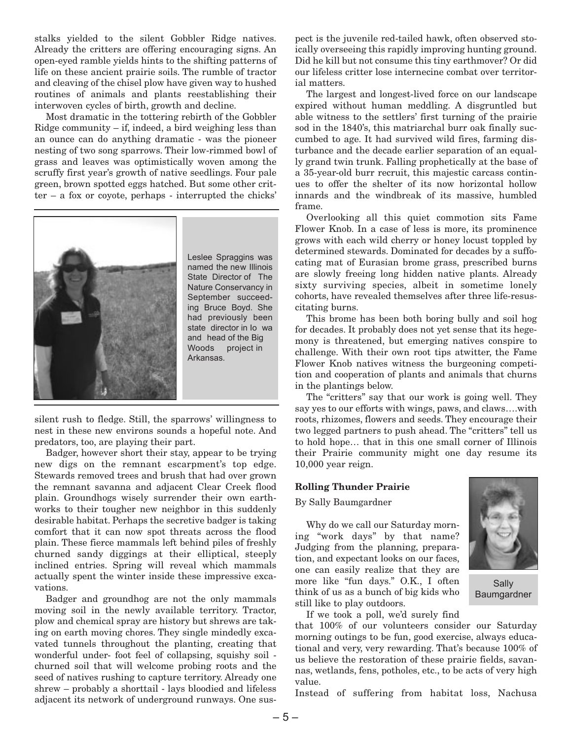stalks yielded to the silent Gobbler Ridge natives. Already the critters are offering encouraging signs. An open-eyed ramble yields hints to the shifting patterns of life on these ancient prairie soils. The rumble of tractor and cleaving of the chisel plow have given way to hushed routines of animals and plants reestablishing their interwoven cycles of birth, growth and decline.

Most dramatic in the tottering rebirth of the Gobbler Ridge community – if, indeed, a bird weighing less than an ounce can do anything dramatic - was the pioneer nesting of two song sparrows. Their low-rimmed bowl of grass and leaves was optimistically woven among the scruffy first year's growth of native seedlings. Four pale green, brown spotted eggs hatched. But some other critter – a fox or coyote, perhaps - interrupted the chicks' silent rush to fledge. Still, the sparrows' willingness to nest in these new environs sounds a hopeful note. And predators, too, are playing their part.

Leslee Spraggins was named the new Illinois State Director of The Nature Conservancy in September succeeding Bruce Boyd. She had previously been state director in Io wa and head of the Big Woods project in Arkansas.

Badger, however short their stay, appear to be trying new digs on the remnant escarpment's top edge. Stewards removed trees and brush that had over grown the remnant savanna and adjacent Clear Creek flood plain. Groundhogs wisely surrender their own earthworks to their tougher new neighbor in this suddenly desirable habitat. Perhaps the secretive badger is taking comfort that it can now spot threats across the flood plain. These fierce mammals left behind piles of freshly churned sandy diggings at their elliptical, steeply inclined entries. Spring will reveal which mammals actually spent the winter inside these impressive excavations.

Badger and groundhog are not the only mammals moving soil in the newly available territory. Tractor, plow and chemical spray are history but shrews are taking on earth moving chores. They single mindedly excavated tunnels throughout the planting, creating that wonderful under- foot feel of collapsing, squishy soil - churned soil that will welcome probing roots and the seed of natives rushing to capture territory. Already one shrew – probably a shorttail - lays bloodied and lifeless adjacent its network of underground runways. One suspect is the juvenile red-tailed hawk, often observed stoically overseeing this rapidly improving hunting ground. Did he kill but not consume this tiny earthmover? Or did our lifeless critter lose internecine combat over territorial matters.

The largest and longest-lived force on our landscape expired without human meddling. A disgruntled but able witness to the settlers' first turning of the prairie sod in the 1840's, this matriarchal burr oak finally succumbed to age. It had survived wild fires, farming disturbance and the decade earlier separation of an equally grand twin trunk. Falling prophetically at the base of a 35-year-old burr recruit, this majestic carcass continues to offer the shelter of its now horizontal hollow innards and the windbreak of its massive, humbled frame.

Overlooking all this quiet commotion sits Fame Flower Knob. In a case of less is more, its prominence grows with each wild cherry or honey locust toppled by determined stewards. Dominated for decades by a suffocating mat of Eurasian brome grass, prescribed burns are slowly freeing long hidden native plants. Already sixty surviving species, albeit in sometime lonely cohorts, have revealed themselves after three life-resuscitating burns.

This brome has been both boring bully and soil hog for decades. It probably does not yet sense that its hegemony is threatened, but emerging natives conspire to challenge. With their own root tips atwitter, the Fame Flower Knob natives witness the burgeoning competition and cooperation of plants and animals that churns in the plantings below.

The "critters" say that our work is going well. They say yes to our efforts with wings, paws, and claws….with roots, rhizomes, flowers and seeds. They encourage their two legged partners to push ahead. The "critters" tell us to hold hope… that in this one small corner of Illinois their Prairie community might one day resume its 10,000 year reign.

**Rolling Thunder Prairie**

By Sally Baumgardner

Sally Baumgardner

Why do we call our Saturday morning "work days" by that name? Judging from the planning, preparation, and expectant looks on our faces, one can easily realize that they are more like "fun days." O.K., I often think of us as a bunch of big kids who still like to play outdoors.

If we took a poll, we'd surely find that 100% of our volunteers consider our Saturday morning outings to be fun, good exercise, always educational and very, very rewarding. That's because 100% of us believe the restoration of these prairie fields, savannas, wetlands, fens, potholes, etc., to be acts of very high value.

Instead of suffering from habitat loss, Nachusa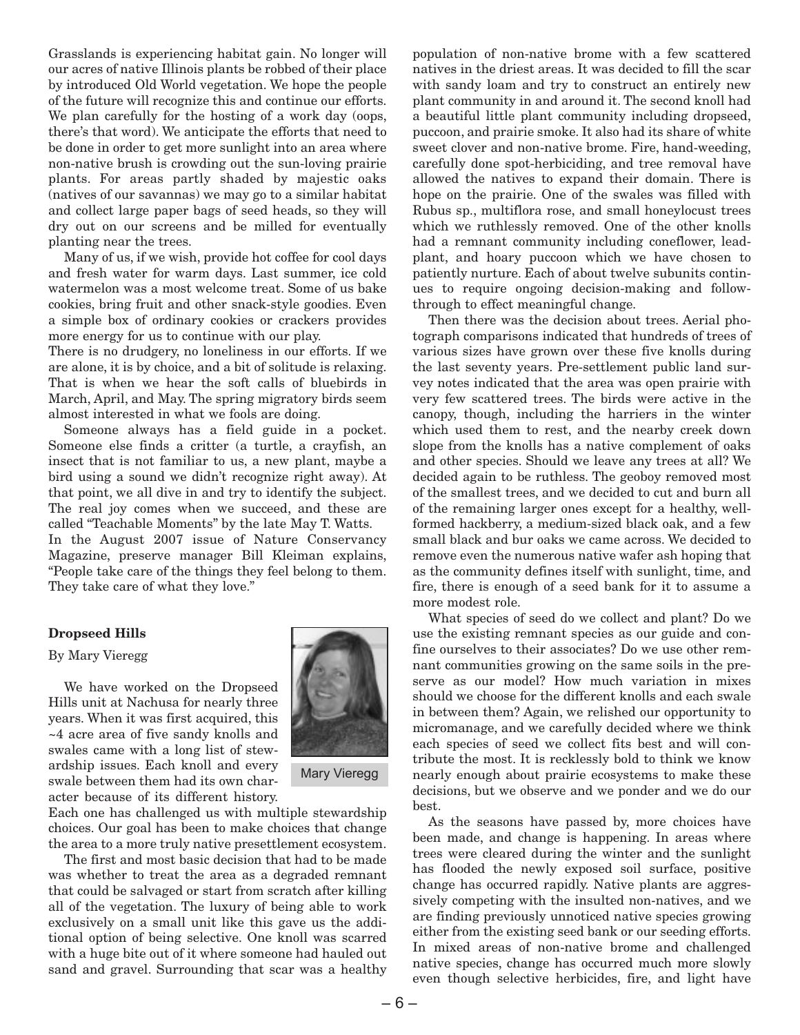Grasslands is experiencing habitat gain. No longer will our acres of native Illinois plants be robbed of their place by introduced Old World vegetation. We hope the people of the future will recognize this and continue our efforts. We plan carefully for the hosting of a work day (oops, there's that word). We anticipate the efforts that need to be done in order to get more sunlight into an area where non-native brush is crowding out the sun-loving prairie plants. For areas partly shaded by majestic oaks (natives of our savannas) we may go to a similar habitat and collect large paper bags of seed heads, so they will dry out on our screens and be milled for eventually planting near the trees.

Many of us, if we wish, provide hot coffee for cool days and fresh water for warm days. Last summer, ice cold watermelon was a most welcome treat. Some of us bake cookies, bring fruit and other snack-style goodies. Even a simple box of ordinary cookies or crackers provides more energy for us to continue with our play.

There is no drudgery, no loneliness in our efforts. If we are alone, it is by choice, and a bit of solitude is relaxing. That is when we hear the soft calls of bluebirds in March, April, and May. The spring migratory birds seem almost interested in what we fools are doing.

Someone always has a field guide in a pocket. Someone else finds a critter (a turtle, a crayfish, an insect that is not familiar to us, a new plant, maybe a bird using a sound we didn't recognize right away). At that point, we all dive in and try to identify the subject. The real joy comes when we succeed, and these are called "Teachable Moments" by the late May T. Watts.

In the August 2007 issue of Nature Conservancy Magazine, preserve manager Bill Kleiman explains, "People take care of the things they feel belong to them. They take care of what they love."

**Dropseed Hills**

By Mary Vieregg

Mary Vieregg

We have worked on the Dropseed Hills unit at Nachusa for nearly three years. When it was first acquired, this ~4 acre area of five sandy knolls and swales came with a long list of stewardship issues. Each knoll and every swale between them had its own character because of its different history. Each one has challenged us with multiple stewardship choices. Our goal has been to make choices that change the area to a more truly native presettlement ecosystem.

The first and most basic decision that had to be made was whether to treat the area as a degraded remnant that could be salvaged or start from scratch after killing all of the vegetation. The luxury of being able to work exclusively on a small unit like this gave us the additional option of being selective. One knoll was scarred with a huge bite out of it where someone had hauled out sand and gravel. Surrounding that scar was a healthy population of non-native brome with a few scattered natives in the driest areas. It was decided to fill the scar with sandy loam and try to construct an entirely new plant community in and around it. The second knoll had a beautiful little plant community including dropseed, puccoon, and prairie smoke. It also had its share of white sweet clover and non-native brome. Fire, hand-weeding, carefully done spot-herbiciding, and tree removal have allowed the natives to expand their domain. There is hope on the prairie. One of the swales was filled with Rubus sp., multiflora rose, and small honeylocust trees which we ruthlessly removed. One of the other knolls had a remnant community including coneflower, leadplant, and hoary puccoon which we have chosen to patiently nurture. Each of about twelve subunits continues to require ongoing decision-making and follow-through to effect meaningful change.

Then there was the decision about trees. Aerial photograph comparisons indicated that hundreds of trees of various sizes have grown over these five knolls during the last seventy years. Pre-settlement public land survey notes indicated that the area was open prairie with very few scattered trees. The birds were active in the canopy, though, including the harriers in the winter which used them to rest, and the nearby creek down slope from the knolls has a native complement of oaks and other species. Should we leave any trees at all? We decided again to be ruthless. The geoboy removed most of the smallest trees, and we decided to cut and burn all of the remaining larger ones except for a healthy, well-formed hackberry, a medium-sized black oak, and a few small black and bur oaks we came across. We decided to remove even the numerous native wafer ash hoping that as the community defines itself with sunlight, time, and fire, there is enough of a seed bank for it to assume a more modest role.

What species of seed do we collect and plant? Do we use the existing remnant species as our guide and confine ourselves to their associates? Do we use other remnant communities growing on the same soils in the preserve as our model? How much variation in mixes should we choose for the different knolls and each swale in between them? Again, we relished our opportunity to micromanage, and we carefully decided where we think each species of seed we collect fits best and will contribute the most. It is recklessly bold to think we know nearly enough about prairie ecosystems to make these decisions, but we observe and we ponder and we do our best.

As the seasons have passed by, more choices have been made, and change is happening. In areas where trees were cleared during the winter and the sunlight has flooded the newly exposed soil surface, positive change has occurred rapidly. Native plants are aggressively competing with the insulted non-natives, and we are finding previously unnoticed native species growing either from the existing seed bank or our seeding efforts. In mixed areas of non-native brome and challenged native species, change has occurred much more slowly even though selective herbicides, fire, and light have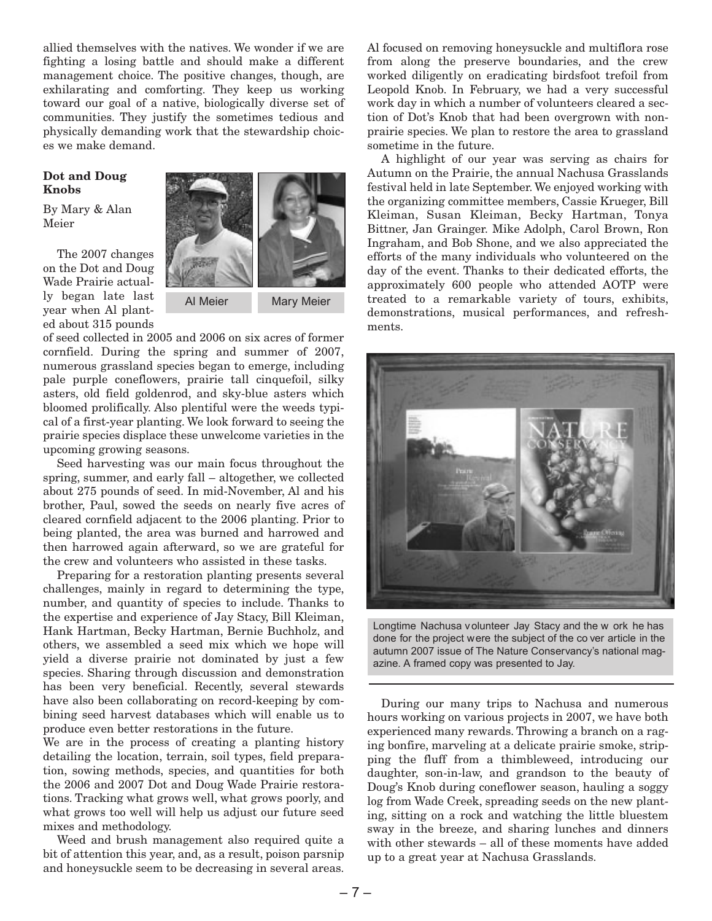allied themselves with the natives. We wonder if we are fighting a losing battle and should make a different management choice. The positive changes, though, are exhilarating and comforting. They keep us working toward our goal of a native, biologically diverse set of communities. They justify the sometimes tedious and physically demanding work that the stewardship choices we make demand.

**Dot and Doug Knobs**

By Mary & Alan Meier

Al Meier

Mary Meier

The 2007 changes on the Dot and Doug Wade Prairie actually began late last year when Al planted about 315 pounds of seed collected in 2005 and 2006 on six acres of former cornfield. During the spring and summer of 2007, numerous grassland species began to emerge, including pale purple coneflowers, prairie tall cinquefoil, silky asters, old field goldenrod, and sky-blue asters which bloomed prolifically. Also plentiful were the weeds typical of a first-year planting. We look forward to seeing the prairie species displace these unwelcome varieties in the upcoming growing seasons.

Seed harvesting was our main focus throughout the spring, summer, and early fall – altogether, we collected about 275 pounds of seed. In mid-November, Al and his brother, Paul, sowed the seeds on nearly five acres of cleared cornfield adjacent to the 2006 planting. Prior to being planted, the area was burned and harrowed and then harrowed again afterward, so we are grateful for the crew and volunteers who assisted in these tasks.

Preparing for a restoration planting presents several challenges, mainly in regard to determining the type, number, and quantity of species to include. Thanks to the expertise and experience of Jay Stacy, Bill Kleiman, Hank Hartman, Becky Hartman, Bernie Buchholz, and others, we assembled a seed mix which we hope will yield a diverse prairie not dominated by just a few species. Sharing through discussion and demonstration has been very beneficial. Recently, several stewards have also been collaborating on record-keeping by combining seed harvest databases which will enable us to produce even better restorations in the future.

We are in the process of creating a planting history detailing the location, terrain, soil types, field preparation, sowing methods, species, and quantities for both the 2006 and 2007 Dot and Doug Wade Prairie restorations. Tracking what grows well, what grows poorly, and what grows too well will help us adjust our future seed mixes and methodology.

Weed and brush management also required quite a bit of attention this year, and, as a result, poison parsnip and honeysuckle seem to be decreasing in several areas. Al focused on removing honeysuckle and multiflora rose from along the preserve boundaries, and the crew worked diligently on eradicating birdsfoot trefoil from Leopold Knob. In February, we had a very successful work day in which a number of volunteers cleared a section of Dot's Knob that had been overgrown with non-prairie species. We plan to restore the area to grassland sometime in the future.

A highlight of our year was serving as chairs for Autumn on the Prairie, the annual Nachusa Grasslands festival held in late September. We enjoyed working with the organizing committee members, Cassie Krueger, Bill Kleiman, Susan Kleiman, Becky Hartman, Tonya Bittner, Jan Grainger. Mike Adolph, Carol Brown, Ron Ingraham, and Bob Shone, and we also appreciated the efforts of the many individuals who volunteered on the day of the event. Thanks to their dedicated efforts, the approximately 600 people who attended AOTP were treated to a remarkable variety of tours, exhibits, demonstrations, musical performances, and refreshments.

Longtime Nachusa volunteer Jay Stacy and the work he has done for the project were the subject of the cover article in the autumn 2007 issue of The Nature Conservancy's national magazine. A framed copy was presented to Jay.

During our many trips to Nachusa and numerous hours working on various projects in 2007, we have both experienced many rewards. Throwing a branch on a raging bonfire, marveling at a delicate prairie smoke, stripping the fluff from a thimbleweed, introducing our daughter, son-in-law, and grandson to the beauty of Doug's Knob during coneflower season, hauling a soggy log from Wade Creek, spreading seeds on the new planting, sitting on a rock and watching the little bluestem sway in the breeze, and sharing lunches and dinners with other stewards – all of these moments have added up to a great year at Nachusa Grasslands.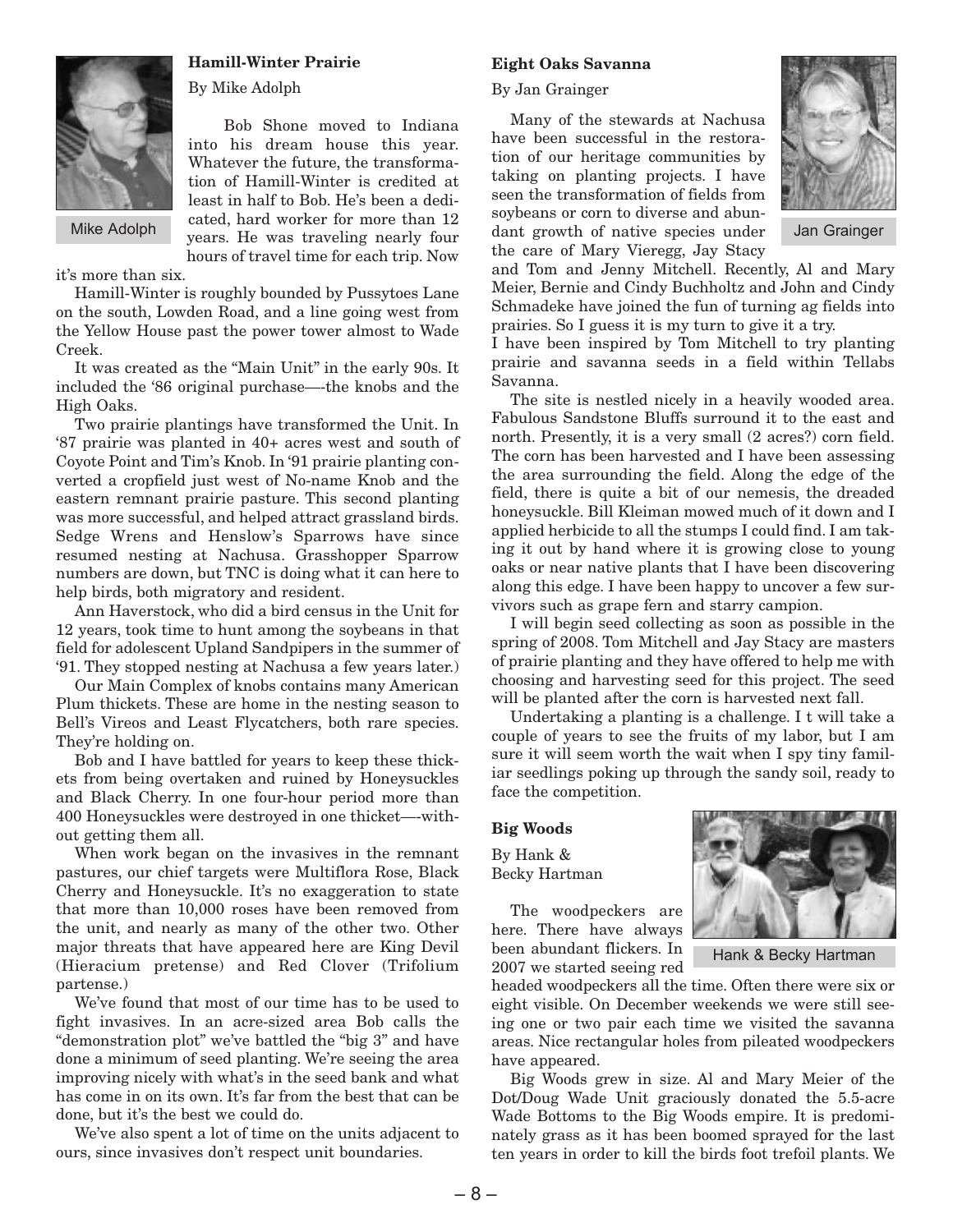### Hamill-Winter Prairie

By Mike Adolph

Mike Adolph

Bob Shone moved to Indiana into his dream house this year. Whatever the future, the transformation of Hamill-Winter is credited at least in half to Bob. He's been a dedicated, hard worker for more than 12 years. He was traveling nearly four hours of travel time for each trip. Now it's more than six.

Hamill-Winter is roughly bounded by Pussytoes Lane on the south, Lowden Road, and a line going west from the Yellow House past the power tower almost to Wade Creek.

It was created as the "Main Unit" in the early 90s. It included the '86 original purchase—-the knobs and the High Oaks.

Two prairie plantings have transformed the Unit. In '87 prairie was planted in 40+ acres west and south of Coyote Point and Tim's Knob. In '91 prairie planting converted a cropfield just west of No-name Knob and the eastern remnant prairie pasture. This second planting was more successful, and helped attract grassland birds. Sedge Wrens and Henslow's Sparrows have since resumed nesting at Nachusa. Grasshopper Sparrow numbers are down, but TNC is doing what it can here to help birds, both migratory and resident.

Ann Haverstock, who did a bird census in the Unit for 12 years, took time to hunt among the soybeans in that field for adolescent Upland Sandpipers in the summer of '91. They stopped nesting at Nachusa a few years later.)

Our Main Complex of knobs contains many American Plum thickets. These are home in the nesting season to Bell's Vireos and Least Flycatchers, both rare species. They're holding on.

Bob and I have battled for years to keep these thickets from being overtaken and ruined by Honeysuckles and Black Cherry. In one four-hour period more than 400 Honeysuckles were destroyed in one thicket—-without getting them all.

When work began on the invasives in the remnant pastures, our chief targets were Multiflora Rose, Black Cherry and Honeysuckle. It's no exaggeration to state that more than 10,000 roses have been removed from the unit, and nearly as many of the other two. Other major threats that have appeared here are King Devil (Hieracium pretense) and Red Clover (Trifolium partense.)

We've found that most of our time has to be used to fight invasives. In an acre-sized area Bob calls the "demonstration plot" we've battled the "big 3" and have done a minimum of seed planting. We're seeing the area improving nicely with what's in the seed bank and what has come in on its own. It's far from the best that can be done, but it's the best we could do.

We've also spent a lot of time on the units adjacent to ours, since invasives don't respect unit boundaries.

### Eight Oaks Savanna

By Jan Grainger

Jan Grainger

Many of the stewards at Nachusa have been successful in the restoration of our heritage communities by taking on planting projects. I have seen the transformation of fields from soybeans or corn to diverse and abundant growth of native species under the care of Mary Vieregg, Jay Stacy and Tom and Jenny Mitchell. Recently, Al and Mary Meier, Bernie and Cindy Buchholtz and John and Cindy Schmadeke have joined the fun of turning ag fields into prairies. So I guess it is my turn to give it a try.

I have been inspired by Tom Mitchell to try planting prairie and savanna seeds in a field within Tellabs Savanna.

The site is nestled nicely in a heavily wooded area. Fabulous Sandstone Bluffs surround it to the east and north. Presently, it is a very small (2 acres?) corn field. The corn has been harvested and I have been assessing the area surrounding the field. Along the edge of the field, there is quite a bit of our nemesis, the dreaded honeysuckle. Bill Kleiman mowed much of it down and I applied herbicide to all the stumps I could find. I am taking it out by hand where it is growing close to young oaks or near native plants that I have been discovering along this edge. I have been happy to uncover a few survivors such as grape fern and starry campion.

I will begin seed collecting as soon as possible in the spring of 2008. Tom Mitchell and Jay Stacy are masters of prairie planting and they have offered to help me with choosing and harvesting seed for this project. The seed will be planted after the corn is harvested next fall.

Undertaking a planting is a challenge. I t will take a couple of years to see the fruits of my labor, but I am sure it will seem worth the wait when I spy tiny familiar seedlings poking up through the sandy soil, ready to face the competition.

### Big Woods

By Hank & Becky Hartman

Hank & Becky Hartman

The woodpeckers are here. There have always been abundant flickers. In 2007 we started seeing red headed woodpeckers all the time. Often there were six or eight visible. On December weekends we were still seeing one or two pair each time we visited the savanna areas. Nice rectangular holes from pileated woodpeckers have appeared.

Big Woods grew in size. Al and Mary Meier of the Dot/Doug Wade Unit graciously donated the 5.5-acre Wade Bottoms to the Big Woods empire. It is predominately grass as it has been boomed sprayed for the last ten years in order to kill the birds foot trefoil plants. We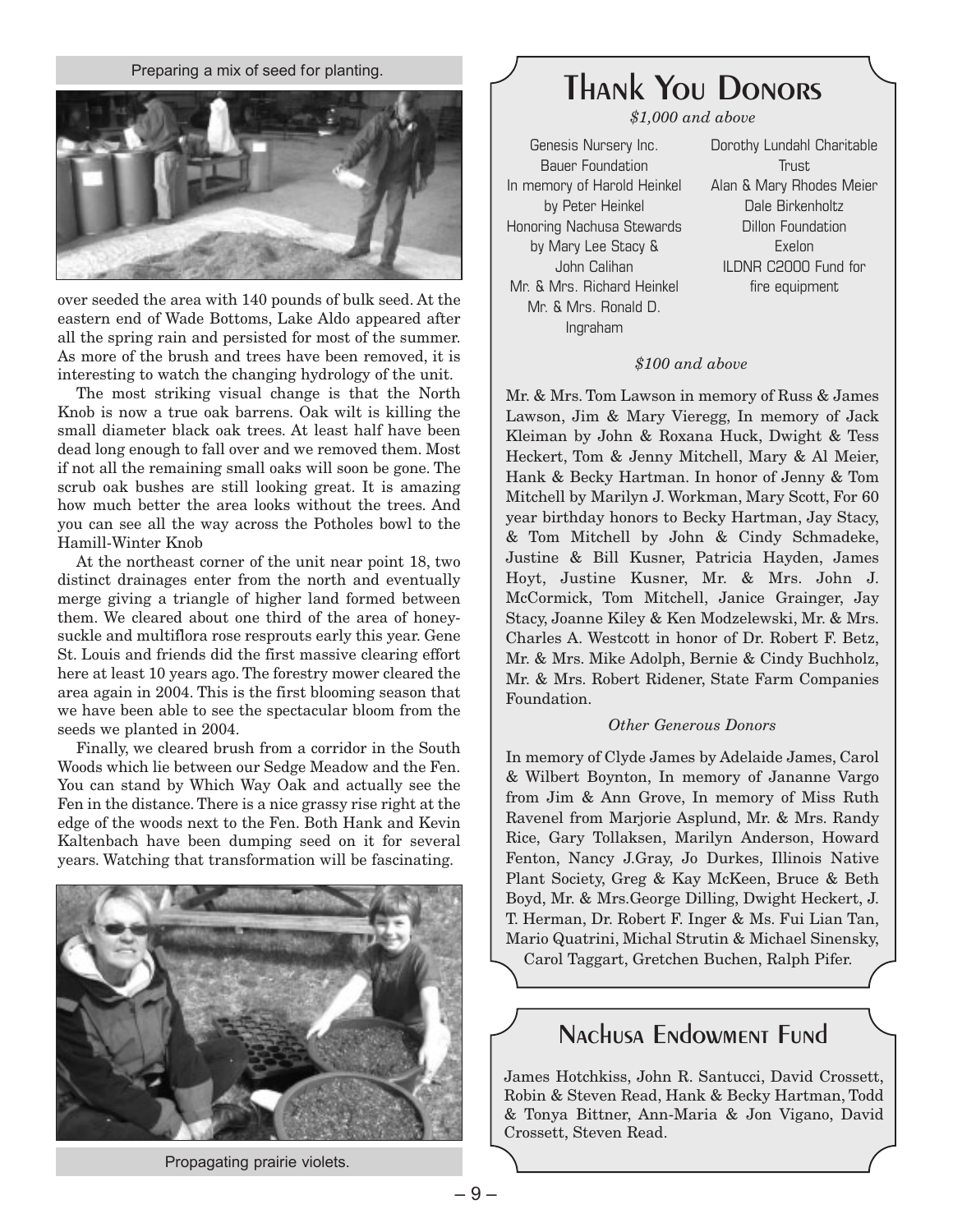Preparing a mix of seed for planting.

over seeded the area with 140 pounds of bulk seed. At the eastern end of Wade Bottoms, Lake Aldo appeared after all the spring rain and persisted for most of the summer. As more of the brush and trees have been removed, it is interesting to watch the changing hydrology of the unit.

The most striking visual change is that the North Knob is now a true oak barrens. Oak wilt is killing the small diameter black oak trees. At least half have been dead long enough to fall over and we removed them. Most if not all the remaining small oaks will soon be gone. The scrub oak bushes are still looking great. It is amazing how much better the area looks without the trees. And you can see all the way across the Potholes bowl to the Hamill-Winter Knob

At the northeast corner of the unit near point 18, two distinct drainages enter from the north and eventually merge giving a triangle of higher land formed between them. We cleared about one third of the area of honeysuckle and multiflora rose resprouts early this year. Gene St. Louis and friends did the first massive clearing effort here at least 10 years ago. The forestry mower cleared the area again in 2004. This is the first blooming season that we have been able to see the spectacular bloom from the seeds we planted in 2004.

Finally, we cleared brush from a corridor in the South Woods which lie between our Sedge Meadow and the Fen. You can stand by Which Way Oak and actually see the Fen in the distance. There is a nice grassy rise right at the edge of the woods next to the Fen. Both Hank and Kevin Kaltenbach have been dumping seed on it for several years. Watching that transformation will be fascinating.

Propagating prairie violets.

# Thank You Donors

*$1,000 and above*

Genesis Nursery Inc.
Bauer Foundation
In memory of Harold Heinkel by Peter Heinkel
Honoring Nachusa Stewards by Mary Lee Stacy & John Calihan
Mr. & Mrs. Richard Heinkel
Mr. & Mrs. Ronald D. Ingraham
Dorothy Lundahl Charitable Trust
Alan & Mary Rhodes Meier
Dale Birkenholtz
Dillon Foundation
Exelon
ILDNR C2000 Fund for fire equipment

*$100 and above*

Mr. & Mrs. Tom Lawson in memory of Russ & James Lawson, Jim & Mary Vieregg, In memory of Jack Kleiman by John & Roxana Huck, Dwight & Tess Heckert, Tom & Jenny Mitchell, Mary & Al Meier, Hank & Becky Hartman. In honor of Jenny & Tom Mitchell by Marilyn J. Workman, Mary Scott, For 60 year birthday honors to Becky Hartman, Jay Stacy, & Tom Mitchell by John & Cindy Schmadeke, Justine & Bill Kusner, Patricia Hayden, James Hoyt, Justine Kusner, Mr. & Mrs. John J. McCormick, Tom Mitchell, Janice Grainger, Jay Stacy, Joanne Kiley & Ken Modzelewski, Mr. & Mrs. Charles A. Westcott in honor of Dr. Robert F. Betz, Mr. & Mrs. Mike Adolph, Bernie & Cindy Buchholz, Mr. & Mrs. Robert Ridener, State Farm Companies Foundation.

*Other Generous Donors*

In memory of Clyde James by Adelaide James, Carol & Wilbert Boynton, In memory of Jananne Vargo from Jim & Ann Grove, In memory of Miss Ruth Ravenel from Marjorie Asplund, Mr. & Mrs. Randy Rice, Gary Tollaksen, Marilyn Anderson, Howard Fenton, Nancy J.Gray, Jo Durkes, Illinois Native Plant Society, Greg & Kay McKeen, Bruce & Beth Boyd, Mr. & Mrs.George Dilling, Dwight Heckert, J. T. Herman, Dr. Robert F. Inger & Ms. Fui Lian Tan, Mario Quatrini, Michal Strutin & Michael Sinensky, Carol Taggart, Gretchen Buchen, Ralph Pifer.

# Nachusa Endowment Fund

James Hotchkiss, John R. Santucci, David Crossett, Robin & Steven Read, Hank & Becky Hartman, Todd & Tonya Bittner, Ann-Maria & Jon Vigano, David Crossett, Steven Read.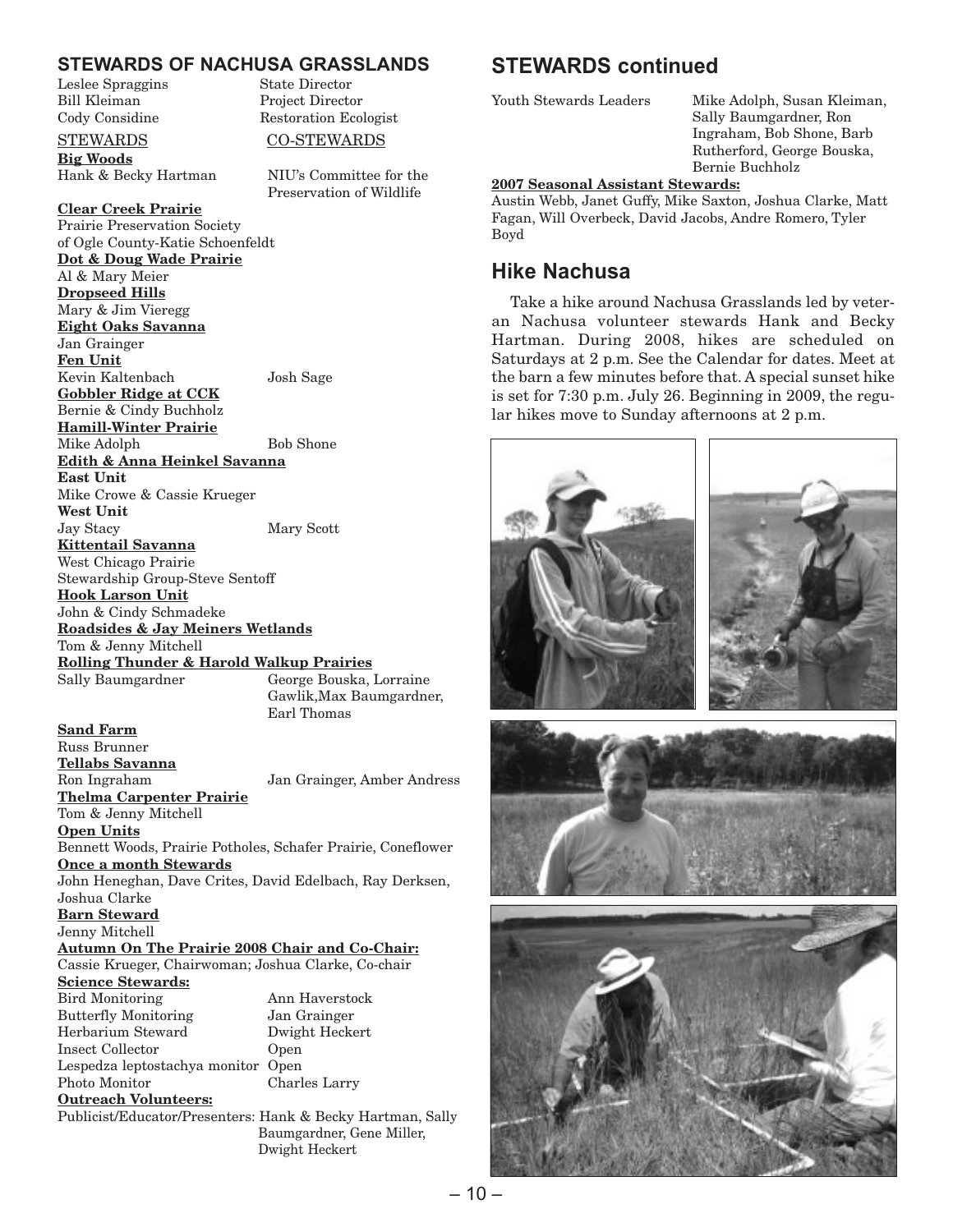## STEWARDS OF NACHUSA GRASSLANDS

Leslee Spraggins — State Director
Bill Kleiman — Project Director
Cody Considine — Restoration Ecologist

STEWARDS — CO-STEWARDS

**Big Woods**
Hank & Becky Hartman — NIU's Committee for the Preservation of Wildlife

**Clear Creek Prairie**
Prairie Preservation Society of Ogle County-Katie Schoenfeldt

**Dot & Doug Wade Prairie**
Al & Mary Meier

**Dropseed Hills**
Mary & Jim Vieregg

**Eight Oaks Savanna**
Jan Grainger

**Fen Unit**
Kevin Kaltenbach — Josh Sage

**Gobbler Ridge at CCK**
Bernie & Cindy Buchholz

**Hamill-Winter Prairie**
Mike Adolph — Bob Shone

**Edith & Anna Heinkel Savanna**

**East Unit**
Mike Crowe & Cassie Krueger

**West Unit**
Jay Stacy — Mary Scott

**Kittentail Savanna**
West Chicago Prairie Stewardship Group-Steve Sentoff

**Hook Larson Unit**
John & Cindy Schmadeke

**Roadsides & Jay Meiners Wetlands**
Tom & Jenny Mitchell

**Rolling Thunder & Harold Walkup Prairies**
Sally Baumgardner — George Bouska, Lorraine Gawlik, Max Baumgardner, Earl Thomas

**Sand Farm**
Russ Brunner

**Tellabs Savanna**
Ron Ingraham — Jan Grainger, Amber Andress

**Thelma Carpenter Prairie**
Tom & Jenny Mitchell

**Open Units**
Bennett Woods, Prairie Potholes, Schafer Prairie, Coneflower

**Once a month Stewards**
John Heneghan, Dave Crites, David Edelbach, Ray Derksen, Joshua Clarke

**Barn Steward**
Jenny Mitchell

**Autumn On The Prairie 2008 Chair and Co-Chair:**
Cassie Krueger, Chairwoman; Joshua Clarke, Co-chair

**Science Stewards:**

| | |
|---|---|
| Bird Monitoring | Ann Haverstock |
| Butterfly Monitoring | Jan Grainger |
| Herbarium Steward | Dwight Heckert |
| Insect Collector | Open |
| Lespedza leptostachya monitor | Open |
| Photo Monitor | Charles Larry |

**Outreach Volunteers:**
Publicist/Educator/Presenters: Hank & Becky Hartman, Sally Baumgardner, Gene Miller, Dwight Heckert

## STEWARDS continued

Youth Stewards Leaders — Mike Adolph, Susan Kleiman, Sally Baumgardner, Ron Ingraham, Bob Shone, Barb Rutherford, George Bouska, Bernie Buchholz

**2007 Seasonal Assistant Stewards:**
Austin Webb, Janet Guffy, Mike Saxton, Joshua Clarke, Matt Fagan, Will Overbeck, David Jacobs, Andre Romero, Tyler Boyd

## Hike Nachusa

Take a hike around Nachusa Grasslands led by veteran Nachusa volunteer stewards Hank and Becky Hartman. During 2008, hikes are scheduled on Saturdays at 2 p.m. See the Calendar for dates. Meet at the barn a few minutes before that. A special sunset hike is set for 7:30 p.m. July 26. Beginning in 2009, the regular hikes move to Sunday afternoons at 2 p.m.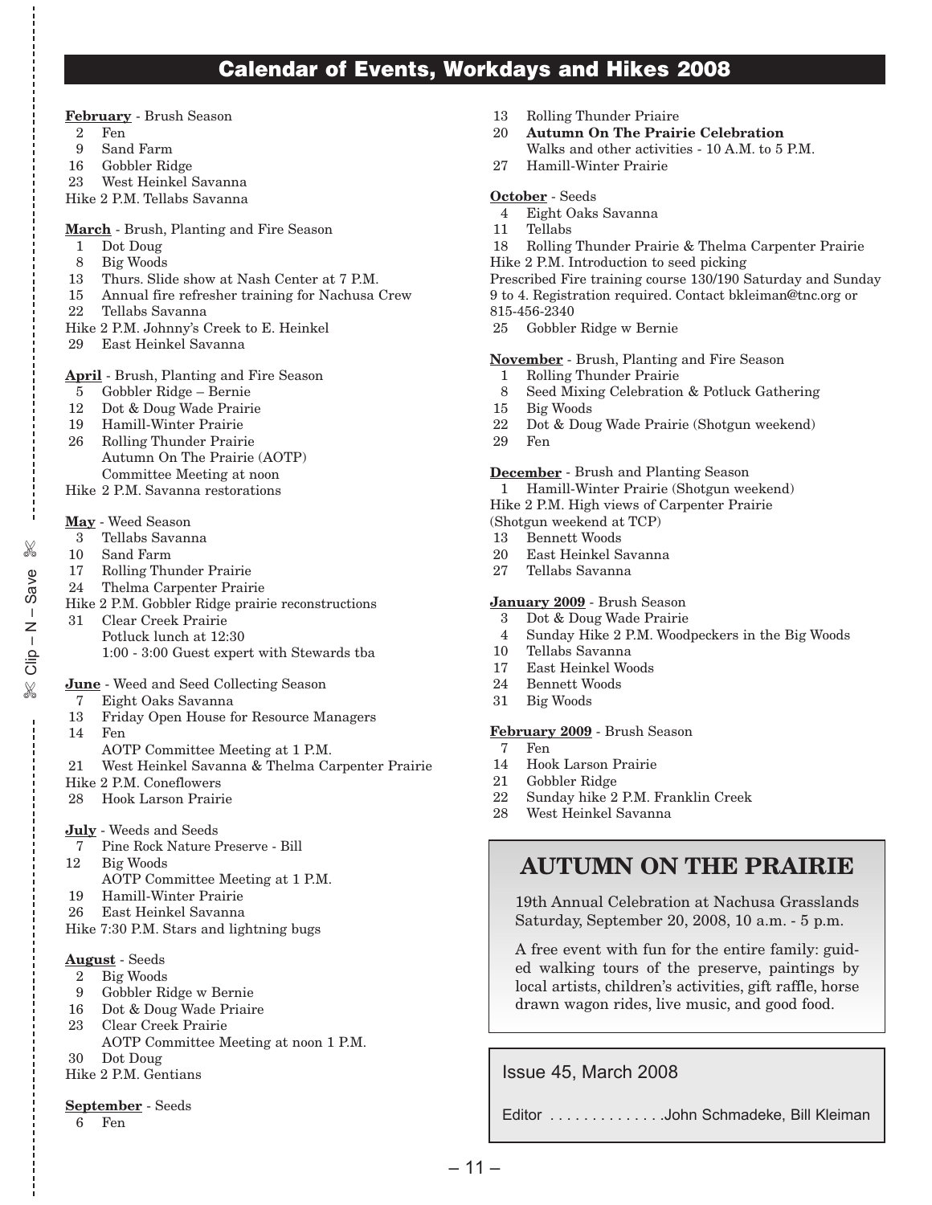## Calendar of Events, Workdays and Hikes 2008

**February** - Brush Season
2 Fen
9 Sand Farm
16 Gobbler Ridge
23 West Heinkel Savanna
Hike 2 P.M. Tellabs Savanna

**March** - Brush, Planting and Fire Season
1 Dot Doug
8 Big Woods
13 Thurs. Slide show at Nash Center at 7 P.M.
15 Annual fire refresher training for Nachusa Crew
22 Tellabs Savanna
Hike 2 P.M. Johnny's Creek to E. Heinkel
29 East Heinkel Savanna

**April** - Brush, Planting and Fire Season
5 Gobbler Ridge – Bernie
12 Dot & Doug Wade Prairie
19 Hamill-Winter Prairie
26 Rolling Thunder Prairie
Autumn On The Prairie (AOTP)
Committee Meeting at noon
Hike 2 P.M. Savanna restorations

**May** - Weed Season
3 Tellabs Savanna
10 Sand Farm
17 Rolling Thunder Prairie
24 Thelma Carpenter Prairie
Hike 2 P.M. Gobbler Ridge prairie reconstructions
31 Clear Creek Prairie
Potluck lunch at 12:30
1:00 - 3:00 Guest expert with Stewards tba

**June** - Weed and Seed Collecting Season
7 Eight Oaks Savanna
13 Friday Open House for Resource Managers
14 Fen
AOTP Committee Meeting at 1 P.M.
21 West Heinkel Savanna & Thelma Carpenter Prairie
Hike 2 P.M. Coneflowers
28 Hook Larson Prairie

**July** - Weeds and Seeds
7 Pine Rock Nature Preserve - Bill
12 Big Woods
AOTP Committee Meeting at 1 P.M.
19 Hamill-Winter Prairie
26 East Heinkel Savanna
Hike 7:30 P.M. Stars and lightning bugs

**August** - Seeds
2 Big Woods
9 Gobbler Ridge w Bernie
16 Dot & Doug Wade Priaire
23 Clear Creek Prairie
AOTP Committee Meeting at noon 1 P.M.
30 Dot Doug
Hike 2 P.M. Gentians

**September** - Seeds
6 Fen
13 Rolling Thunder Priaire
20 **Autumn On The Prairie Celebration**
Walks and other activities - 10 A.M. to 5 P.M.
27 Hamill-Winter Prairie

**October** - Seeds
4 Eight Oaks Savanna
11 Tellabs
18 Rolling Thunder Prairie & Thelma Carpenter Prairie
Hike 2 P.M. Introduction to seed picking
Prescribed Fire training course 130/190 Saturday and Sunday 9 to 4. Registration required. Contact bkleiman@tnc.org or 815-456-2340
25 Gobbler Ridge w Bernie

**November** - Brush, Planting and Fire Season
1 Rolling Thunder Prairie
8 Seed Mixing Celebration & Potluck Gathering
15 Big Woods
22 Dot & Doug Wade Prairie (Shotgun weekend)
29 Fen

**December** - Brush and Planting Season
1 Hamill-Winter Prairie (Shotgun weekend)
Hike 2 P.M. High views of Carpenter Prairie
(Shotgun weekend at TCP)
13 Bennett Woods
20 East Heinkel Savanna
27 Tellabs Savanna

**January 2009** - Brush Season
3 Dot & Doug Wade Prairie
4 Sunday Hike 2 P.M. Woodpeckers in the Big Woods
10 Tellabs Savanna
17 East Heinkel Woods
24 Bennett Woods
31 Big Woods

**February 2009** - Brush Season
7 Fen
14 Hook Larson Prairie
21 Gobbler Ridge
22 Sunday hike 2 P.M. Franklin Creek
28 West Heinkel Savanna

## AUTUMN ON THE PRAIRIE

19th Annual Celebration at Nachusa Grasslands
Saturday, September 20, 2008, 10 a.m. - 5 p.m.

A free event with fun for the entire family: guided walking tours of the preserve, paintings by local artists, children's activities, gift raffle, horse drawn wagon rides, live music, and good food.

Issue 45, March 2008

Editor . . . . . . . . . . . . . .John Schmadeke, Bill Kleiman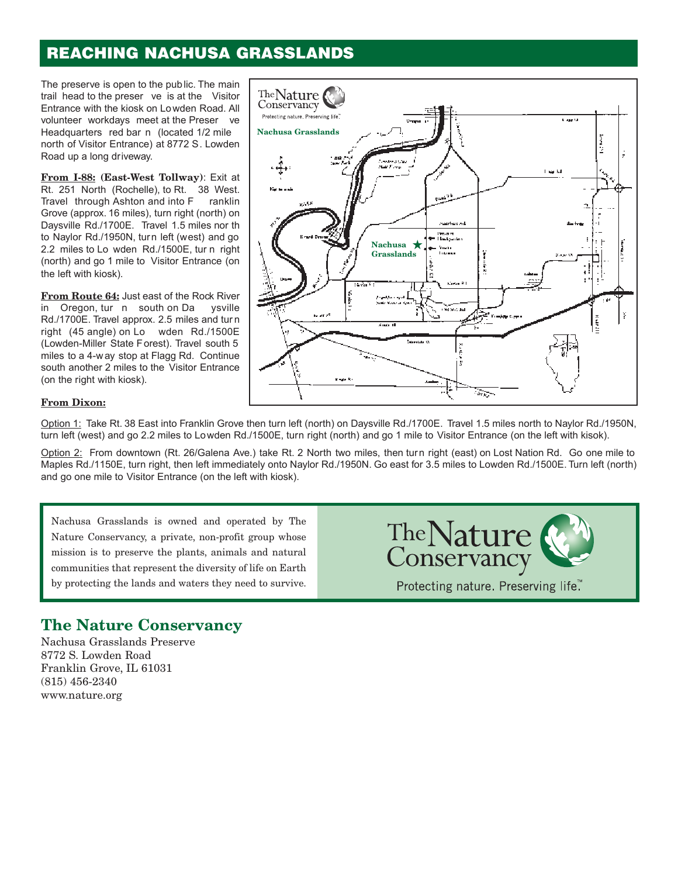# REACHING NACHUSA GRASSLANDS

The preserve is open to the public. The main trail head to the preserve is at the Visitor Entrance with the kiosk on Lowden Road. All volunteer workdays meet at the Preserve Headquarters red barn (located 1/2 mile north of Visitor Entrance) at 8772 S. Lowden Road up a long driveway.

**From I-88: (East-West Tollway)**: Exit at Rt. 251 North (Rochelle), to Rt. 38 West. Travel through Ashton and into Franklin Grove (approx. 16 miles), turn right (north) on Daysville Rd./1700E. Travel 1.5 miles north to Naylor Rd./1950N, turn left (west) and go 2.2 miles to Lowden Rd./1500E, turn right (north) and go 1 mile to Visitor Entrance (on the left with kiosk).

**From Route 64:** Just east of the Rock River in Oregon, turn south on Daysville Rd./1700E. Travel approx. 2.5 miles and turn right (45 angle) on Lowden Rd./1500E (Lowden-Miller State Forest). Travel south 5 miles to a 4-way stop at Flagg Rd. Continue south another 2 miles to the Visitor Entrance (on the right with kiosk).

The Nature Conservancy
Protecting nature. Preserving life.
Nachusa Grasslands

**From Dixon:**

Option 1: Take Rt. 38 East into Franklin Grove then turn left (north) on Daysville Rd./1700E. Travel 1.5 miles north to Naylor Rd./1950N, turn left (west) and go 2.2 miles to Lowden Rd./1500E, turn right (north) and go 1 mile to Visitor Entrance (on the left with kisok).

Option 2: From downtown (Rt. 26/Galena Ave.) take Rt. 2 North two miles, then turn right (east) on Lost Nation Rd. Go one mile to Maples Rd./1150E, turn right, then left immediately onto Naylor Rd./1950N. Go east for 3.5 miles to Lowden Rd./1500E. Turn left (north) and go one mile to Visitor Entrance (on the left with kiosk).

Nachusa Grasslands is owned and operated by The Nature Conservancy, a private, non-profit group whose mission is to preserve the plants, animals and natural communities that represent the diversity of life on Earth by protecting the lands and waters they need to survive.

The Nature Conservancy
Protecting nature. Preserving life.™

## The Nature Conservancy

Nachusa Grasslands Preserve
8772 S. Lowden Road
Franklin Grove, IL 61031
(815) 456-2340
www.nature.org